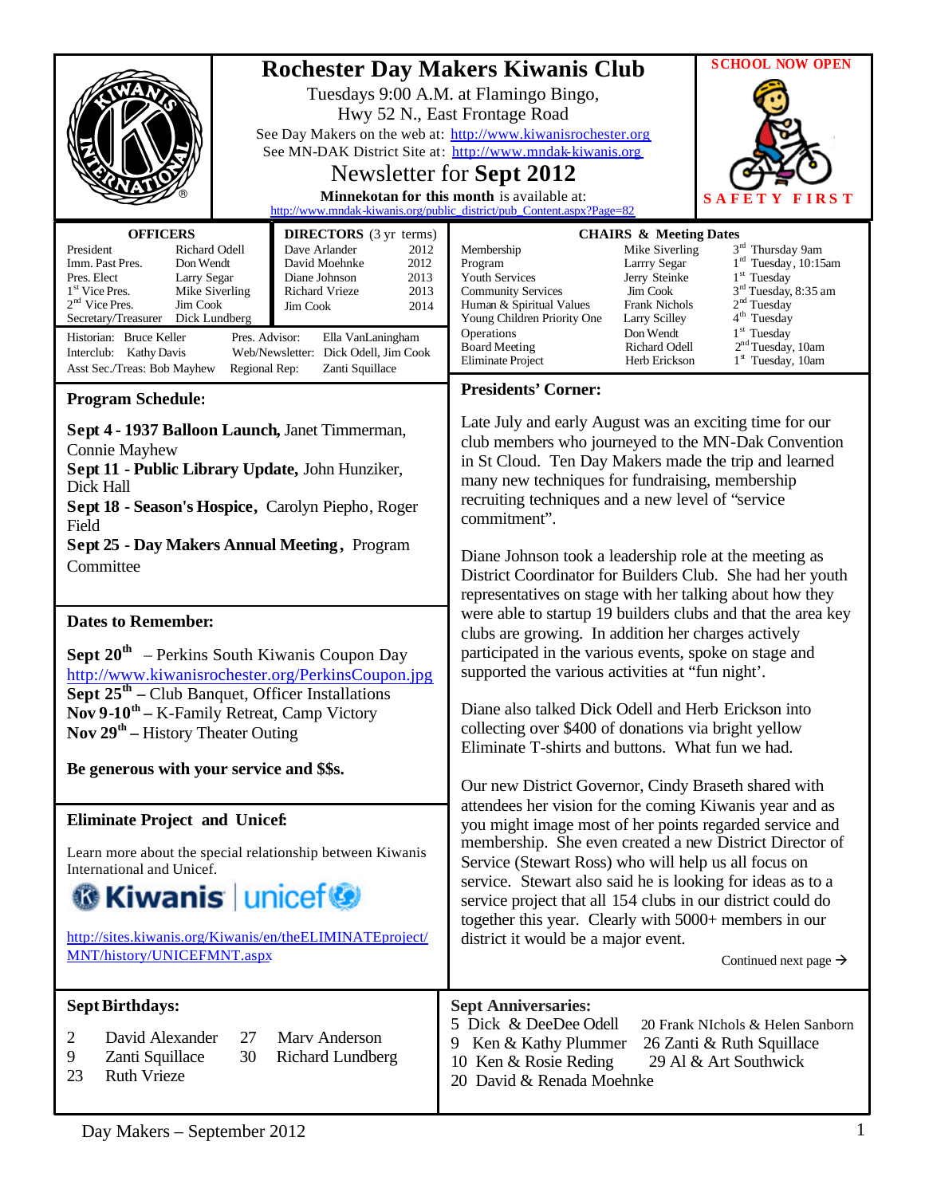# Rochester Day Makers Kiwanis Club

Tuesdays 9:00 A.M. at Flamingo Bingo,
Hwy 52 N., East Frontage Road

See Day Makers on the web at: http://www.kiwanisrochester.org
See MN-DAK District Site at: http://www.mndak-kiwanis.org

## Newsletter for Sept 2012

**Minnekotan for this month** is available at:
http://www.mndak-kiwanis.org/public_district/pub_Content.aspx?Page=82

**SCHOOL NOW OPEN**

**SAFETY FIRST**

### OFFICERS

| | |
|---|---|
| President | Richard Odell |
| Imm. Past Pres. | Don Wendt |
| Pres. Elect | Larry Segar |
| 1st Vice Pres. | Mike Siverling |
| 2nd Vice Pres. | Jim Cook |
| Secretary/Treasurer | Dick Lundberg |

### DIRECTORS (3 yr terms)

| | |
|---|---|
| Dave Arlander | 2012 |
| David Moehnke | 2012 |
| Diane Johnson | 2013 |
| Richard Vrieze | 2013 |
| Jim Cook | 2014 |

Historian: Bruce Keller — Pres. Advisor: Ella VanLaningham
Interclub: Kathy Davis — Web/Newsletter: Dick Odell, Jim Cook
Asst Sec./Treas: Bob Mayhew — Regional Rep: Zanti Squillace

### CHAIRS & Meeting Dates

| | | |
|---|---|---|
| Membership | Mike Siverling | 3rd Thursday 9am |
| Program | Larrry Segar | 1st Tuesday, 10:15am |
| Youth Services | Jerry Steinke | 1st Tuesday |
| Community Services | Jim Cook | 3rd Tuesday, 8:35 am |
| Human & Spiritual Values | Frank Nichols | 2nd Tuesday |
| Young Children Priority One | Larry Scilley | 4th Tuesday |
| Operations | Don Wendt | 1st Tuesday |
| Board Meeting | Richard Odell | 2nd Tuesday, 10am |
| Eliminate Project | Herb Erickson | 1st Tuesday, 10am |

### Program Schedule:

**Sept 4 - 1937 Balloon Launch,** Janet Timmerman, Connie Mayhew
**Sept 11 - Public Library Update,** John Hunziker, Dick Hall
**Sept 18 - Season's Hospice,** Carolyn Piepho, Roger Field
**Sept 25 - Day Makers Annual Meeting,** Program Committee

### Dates to Remember:

**Sept 20th** – Perkins South Kiwanis Coupon Day
http://www.kiwanisrochester.org/PerkinsCoupon.jpg
**Sept 25th** – Club Banquet, Officer Installations
**Nov 9-10th** – K-Family Retreat, Camp Victory
**Nov 29th** – History Theater Outing

**Be generous with your service and $$s.**

### Eliminate Project and Unicef:

Learn more about the special relationship between Kiwanis International and Unicef.

Kiwanis | unicef

http://sites.kiwanis.org/Kiwanis/en/theELIMINATEproject/MNT/history/UNICEFMNT.aspx

### Presidents' Corner:

Late July and early August was an exciting time for our club members who journeyed to the MN-Dak Convention in St Cloud. Ten Day Makers made the trip and learned many new techniques for fundraising, membership recruiting techniques and a new level of "service commitment".

Diane Johnson took a leadership role at the meeting as District Coordinator for Builders Club. She had her youth representatives on stage with her talking about how they were able to startup 19 builders clubs and that the area key clubs are growing. In addition her charges actively participated in the various events, spoke on stage and supported the various activities at "fun night'.

Diane also talked Dick Odell and Herb Erickson into collecting over $400 of donations via bright yellow Eliminate T-shirts and buttons. What fun we had.

Our new District Governor, Cindy Braseth shared with attendees her vision for the coming Kiwanis year and as you might image most of her points regarded service and membership. She even created a new District Director of Service (Stewart Ross) who will help us all focus on service. Stewart also said he is looking for ideas as to a service project that all 154 clubs in our district could do together this year. Clearly with 5000+ members in our district it would be a major event.

Continued next page →

### Sept Birthdays:

| | |
|---|---|
| 2 | David Alexander |
| 9 | Zanti Squillace |
| 23 | Ruth Vrieze |
| 27 | Marv Anderson |
| 30 | Richard Lundberg |

### Sept Anniversaries:

5 Dick & DeeDee Odell
9 Ken & Kathy Plummer
10 Ken & Rosie Reding
20 David & Renada Moehnke
20 Frank NIchols & Helen Sanborn
26 Zanti & Ruth Squillace
29 Al & Art Southwick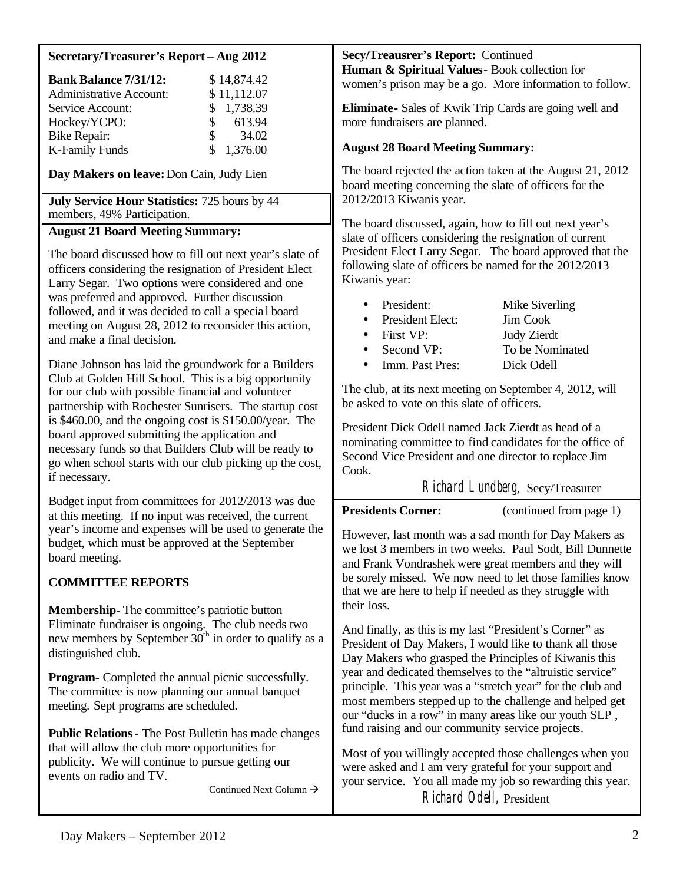## Secretary/Treasurer's Report – Aug 2012

| **Bank Balance 7/31/12:** | $ 14,874.42 |
|---|---|
| Administrative Account: | $ 11,112.07 |
| Service Account: | $ 1,738.39 |
| Hockey/YCPO: | $ 613.94 |
| Bike Repair: | $ 34.02 |
| K-Family Funds | $ 1,376.00 |

**Day Makers on leave:** Don Cain, Judy Lien

**July Service Hour Statistics:** 725 hours by 44 members, 49% Participation.

**August 21 Board Meeting Summary:**

The board discussed how to fill out next year's slate of officers considering the resignation of President Elect Larry Segar. Two options were considered and one was preferred and approved. Further discussion followed, and it was decided to call a special board meeting on August 28, 2012 to reconsider this action, and make a final decision.

Diane Johnson has laid the groundwork for a Builders Club at Golden Hill School. This is a big opportunity for our club with possible financial and volunteer partnership with Rochester Sunrisers. The startup cost is $460.00, and the ongoing cost is $150.00/year. The board approved submitting the application and necessary funds so that Builders Club will be ready to go when school starts with our club picking up the cost, if necessary.

Budget input from committees for 2012/2013 was due at this meeting. If no input was received, the current year's income and expenses will be used to generate the budget, which must be approved at the September board meeting.

**COMMITTEE REPORTS**

**Membership-** The committee's patriotic button Eliminate fundraiser is ongoing. The club needs two new members by September 30th in order to qualify as a distinguished club.

**Program-** Completed the annual picnic successfully. The committee is now planning our annual banquet meeting. Sept programs are scheduled.

**Public Relations-** The Post Bulletin has made changes that will allow the club more opportunities for publicity. We will continue to pursue getting our events on radio and TV.

Continued Next Column →

**Secy/Treausrer's Report:** Continued

**Human & Spiritual Values-** Book collection for women's prison may be a go. More information to follow.

**Eliminate-** Sales of Kwik Trip Cards are going well and more fundraisers are planned.

**August 28 Board Meeting Summary:**

The board rejected the action taken at the August 21, 2012 board meeting concerning the slate of officers for the 2012/2013 Kiwanis year.

The board discussed, again, how to fill out next year's slate of officers considering the resignation of current President Elect Larry Segar. The board approved that the following slate of officers be named for the 2012/2013 Kiwanis year:

- President: Mike Siverling
- President Elect: Jim Cook
- First VP: Judy Zierdt
- Second VP: To be Nominated
- Imm. Past Pres: Dick Odell

The club, at its next meeting on September 4, 2012, will be asked to vote on this slate of officers.

President Dick Odell named Jack Zierdt as head of a nominating committee to find candidates for the office of Second Vice President and one director to replace Jim Cook.

*Richard Lundberg*, Secy/Treasurer

## Presidents Corner: (continued from page 1)

However, last month was a sad month for Day Makers as we lost 3 members in two weeks. Paul Sodt, Bill Dunnette and Frank Vondrashek were great members and they will be sorely missed. We now need to let those families know that we are here to help if needed as they struggle with their loss.

And finally, as this is my last "President's Corner" as President of Day Makers, I would like to thank all those Day Makers who grasped the Principles of Kiwanis this year and dedicated themselves to the "altruistic service" principle. This year was a "stretch year" for the club and most members stepped up to the challenge and helped get our "ducks in a row" in many areas like our youth SLP, fund raising and our community service projects.

Most of you willingly accepted those challenges when you were asked and I am very grateful for your support and your service. You all made my job so rewarding this year.

*Richard Odell*, President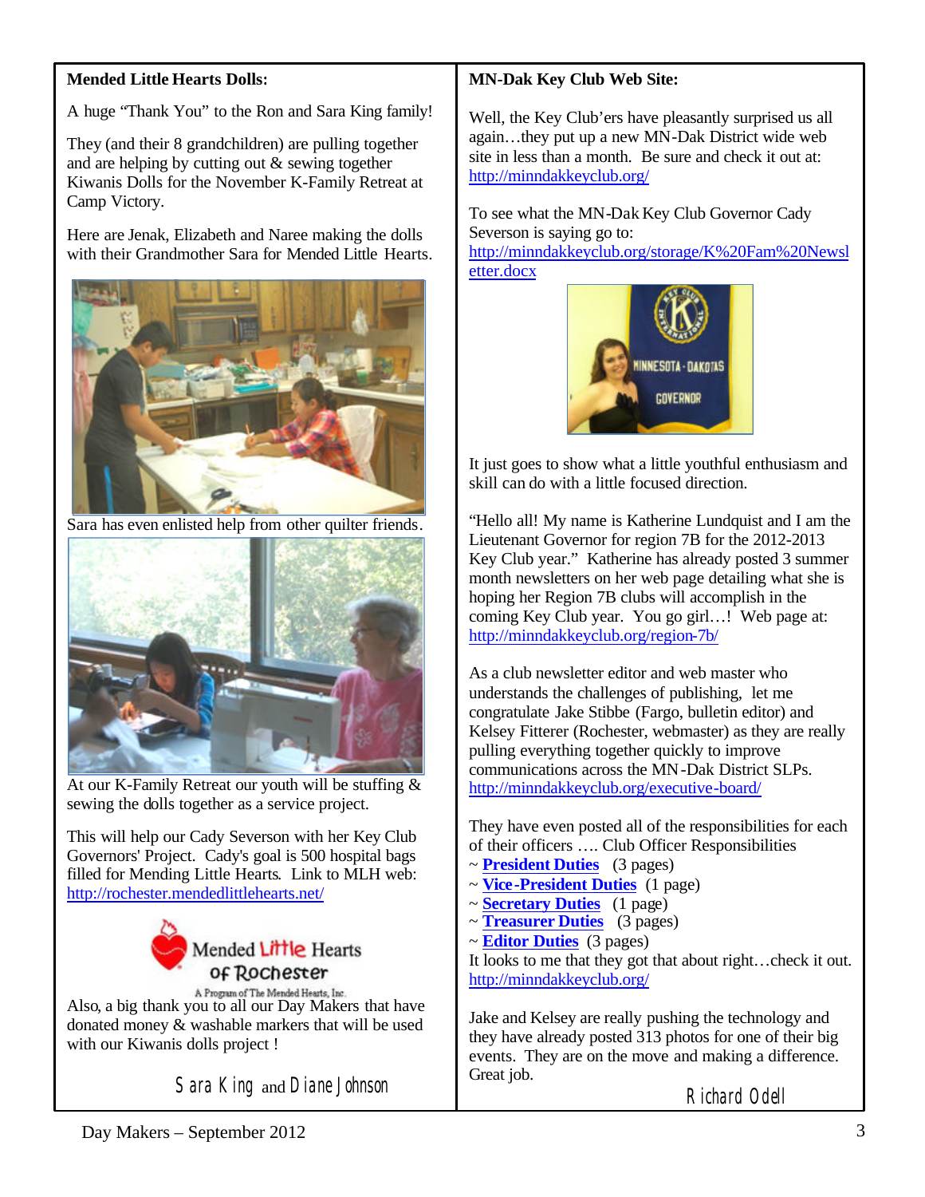**Mended Little Hearts Dolls:**

A huge "Thank You" to the Ron and Sara King family!

They (and their 8 grandchildren) are pulling together and are helping by cutting out & sewing together Kiwanis Dolls for the November K-Family Retreat at Camp Victory.

Here are Jenak, Elizabeth and Naree making the dolls with their Grandmother Sara for Mended Little Hearts.

Sara has even enlisted help from other quilter friends.

At our K-Family Retreat our youth will be stuffing & sewing the dolls together as a service project.

This will help our Cady Severson with her Key Club Governors' Project. Cady's goal is 500 hospital bags filled for Mending Little Hearts. Link to MLH web: http://rochester.mendedlittlehearts.net/

Mended Little Hearts of Rochester
A Program of The Mended Hearts, Inc.

Also, a big thank you to all our Day Makers that have donated money & washable markers that will be used with our Kiwanis dolls project !

Sara King and Diane Johnson

**MN-Dak Key Club Web Site:**

Well, the Key Club'ers have pleasantly surprised us all again…they put up a new MN-Dak District wide web site in less than a month. Be sure and check it out at: http://minndakkeyclub.org/

To see what the MN-Dak Key Club Governor Cady Severson is saying go to: http://minndakkeyclub.org/storage/K%20Fam%20Newsletter.docx

It just goes to show what a little youthful enthusiasm and skill can do with a little focused direction.

"Hello all! My name is Katherine Lundquist and I am the Lieutenant Governor for region 7B for the 2012-2013 Key Club year." Katherine has already posted 3 summer month newsletters on her web page detailing what she is hoping her Region 7B clubs will accomplish in the coming Key Club year. You go girl…! Web page at: http://minndakkeyclub.org/region-7b/

As a club newsletter editor and web master who understands the challenges of publishing, let me congratulate Jake Stibbe (Fargo, bulletin editor) and Kelsey Fitterer (Rochester, webmaster) as they are really pulling everything together quickly to improve communications across the MN-Dak District SLPs. http://minndakkeyclub.org/executive-board/

They have even posted all of the responsibilities for each of their officers …. Club Officer Responsibilities

- ~ **President Duties** (3 pages)
- ~ **Vice-President Duties** (1 page)
- ~ **Secretary Duties** (1 page)
- ~ **Treasurer Duties** (3 pages)
- ~ **Editor Duties** (3 pages)

It looks to me that they got that about right…check it out. http://minndakkeyclub.org/

Jake and Kelsey are really pushing the technology and they have already posted 313 photos for one of their big events. They are on the move and making a difference. Great job.

Richard Odell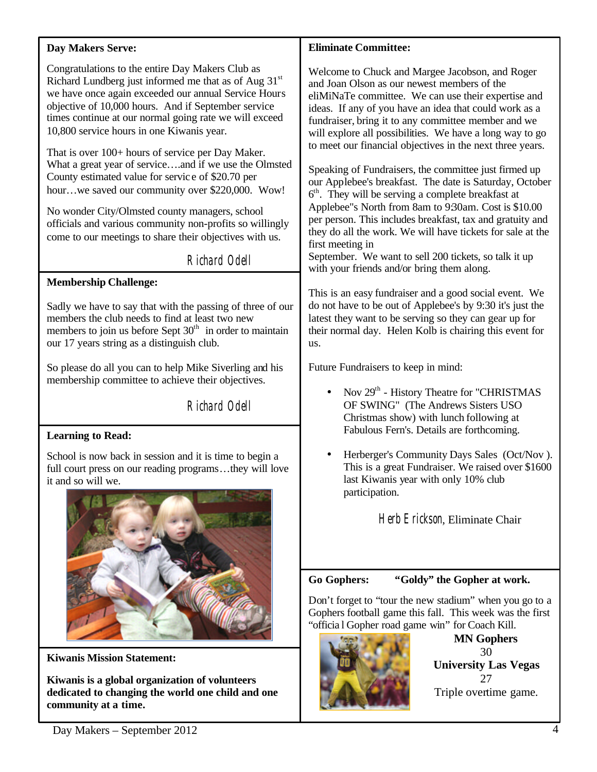**Day Makers Serve:**

Congratulations to the entire Day Makers Club as Richard Lundberg just informed me that as of Aug 31st we have once again exceeded our annual Service Hours objective of 10,000 hours. And if September service times continue at our normal going rate we will exceed 10,800 service hours in one Kiwanis year.

That is over 100+ hours of service per Day Maker. What a great year of service….and if we use the Olmsted County estimated value for service of $20.70 per hour…we saved our community over $220,000. Wow!

No wonder City/Olmsted county managers, school officials and various community non-profits so willingly come to our meetings to share their objectives with us.

*Richard Odell*

**Membership Challenge:**

Sadly we have to say that with the passing of three of our members the club needs to find at least two new members to join us before Sept 30th in order to maintain our 17 years string as a distinguish club.

So please do all you can to help Mike Siverling and his membership committee to achieve their objectives.

*Richard Odell*

**Learning to Read:**

School is now back in session and it is time to begin a full court press on our reading programs…they will love it and so will we.

**Kiwanis Mission Statement:**

**Kiwanis is a global organization of volunteers dedicated to changing the world one child and one community at a time.**

**Eliminate Committee:**

Welcome to Chuck and Margee Jacobson, and Roger and Joan Olson as our newest members of the eliMiNaTe committee. We can use their expertise and ideas. If any of you have an idea that could work as a fundraiser, bring it to any committee member and we will explore all possibilities. We have a long way to go to meet our financial objectives in the next three years.

Speaking of Fundraisers, the committee just firmed up our Applebee's breakfast. The date is Saturday, October 6th. They will be serving a complete breakfast at Applebee"s North from 8am to 9:30am. Cost is $10.00 per person. This includes breakfast, tax and gratuity and they do all the work. We will have tickets for sale at the first meeting in September. We want to sell 200 tickets, so talk it up with your friends and/or bring them along.

This is an easy fundraiser and a good social event. We do not have to be out of Applebee's by 9:30 it's just the latest they want to be serving so they can gear up for their normal day. Helen Kolb is chairing this event for us.

Future Fundraisers to keep in mind:

- Nov 29th - History Theatre for "CHRISTMAS OF SWING" (The Andrews Sisters USO Christmas show) with lunch following at Fabulous Fern's. Details are forthcoming.
- Herberger's Community Days Sales (Oct/Nov ). This is a great Fundraiser. We raised over $1600 last Kiwanis year with only 10% club participation.

*Herb Erickson*, Eliminate Chair

**Go Gophers: "Goldy" the Gopher at work.**

Don't forget to "tour the new stadium" when you go to a Gophers football game this fall. This week was the first "official Gopher road game win" for Coach Kill.

**MN Gophers**
30
**University Las Vegas**
27
Triple overtime game.